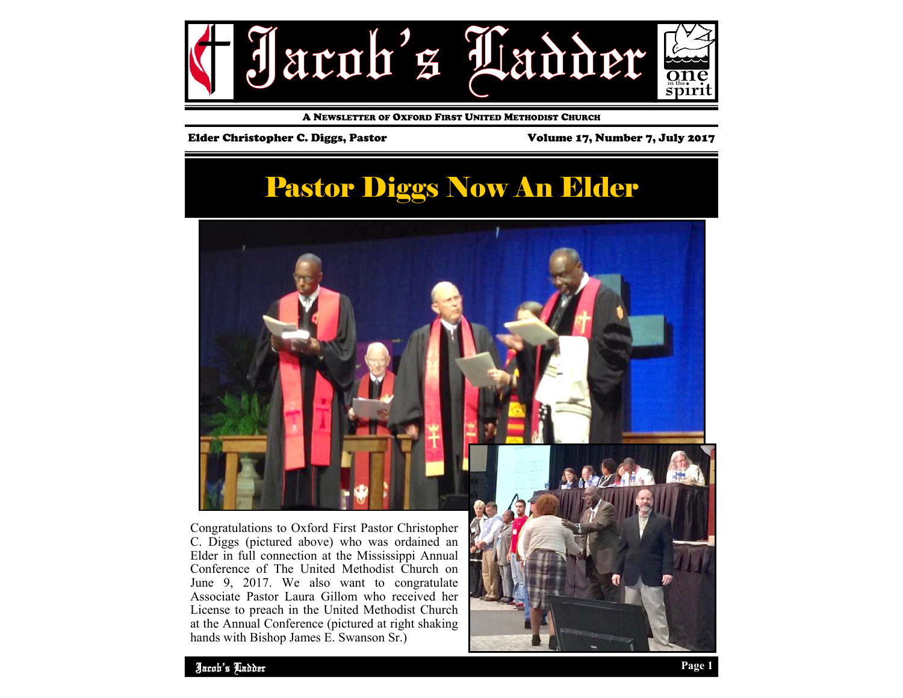# Jacob's Ladder

A NEWSLETTER OF OXFORD FIRST UNITED METHODIST CHURCH

Elder Christopher C. Diggs, Pastor

Volume 17, Number 7, July 2017

## Pastor Diggs Now An Elder

Congratulations to Oxford First Pastor Christopher C. Diggs (pictured above) who was ordained an Elder in full connection at the Mississippi Annual Conference of The United Methodist Church on June 9, 2017. We also want to congratulate Associate Pastor Laura Gillom who received her License to preach in the United Methodist Church at the Annual Conference (pictured at right shaking hands with Bishop James E. Swanson Sr.)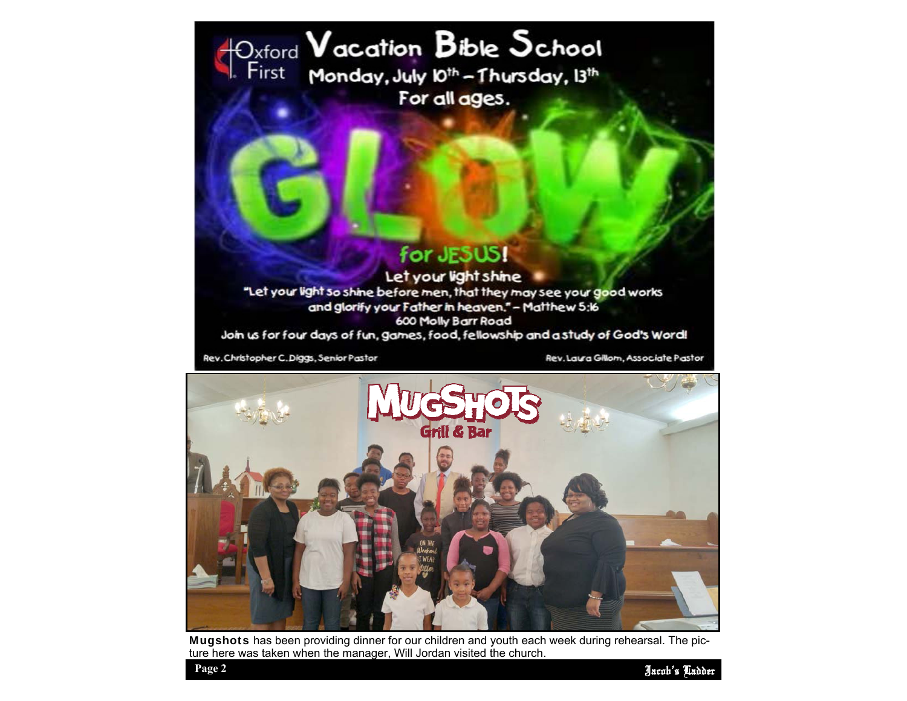Oxford First

# Vacation Bible School

Monday, July 10th – Thursday, 13th

For all ages.

# GLOW for JESUS!

Let your light shine

"Let your light so shine before men, that they may see your good works and glorify your Father in heaven." – Matthew 5:16

600 Molly Barr Road

Join us for four days of fun, games, food, fellowship and a study of God's Word!

Rev. Christopher C. Diggs, Senior Pastor

Rev. Laura Gillom, Associate Pastor

MUGSHOTS Grill & Bar

**Mugshots** has been providing dinner for our children and youth each week during rehearsal. The picture here was taken when the manager, Will Jordan visited the church.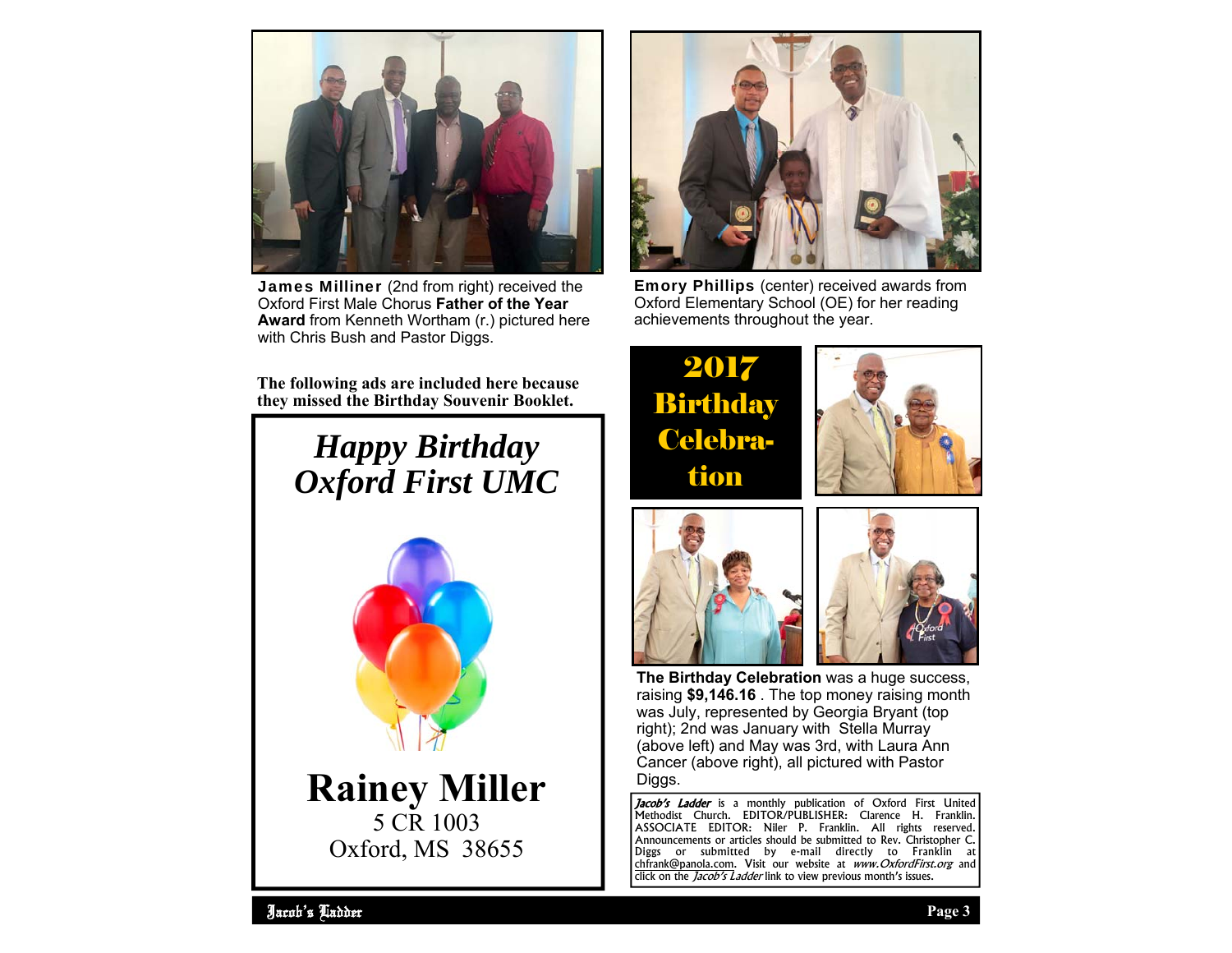**James Milliner** (2nd from right) received the Oxford First Male Chorus **Father of the Year Award** from Kenneth Wortham (r.) pictured here with Chris Bush and Pastor Diggs.

**Emory Phillips** (center) received awards from Oxford Elementary School (OE) for her reading achievements throughout the year.

**The following ads are included here because they missed the Birthday Souvenir Booklet.**

## *Happy Birthday Oxford First UMC*

# Rainey Miller

5 CR 1003
Oxford, MS 38655

## 2017 Birthday Celebration

**The Birthday Celebration** was a huge success, raising **$9,146.16** . The top money raising month was July, represented by Georgia Bryant (top right); 2nd was January with Stella Murray (above left) and May was 3rd, with Laura Ann Cancer (above right), all pictured with Pastor Diggs.

***Jacob's Ladder*** is a monthly publication of Oxford First United Methodist Church. EDITOR/PUBLISHER: Clarence H. Franklin. ASSOCIATE EDITOR: Niler P. Franklin. All rights reserved. Announcements or articles should be submitted to Rev. Christopher C. Diggs or submitted by e-mail directly to Franklin at chfrank@panola.com. Visit our website at *www.OxfordFirst.org* and click on the *Jacob's Ladder* link to view previous month's issues.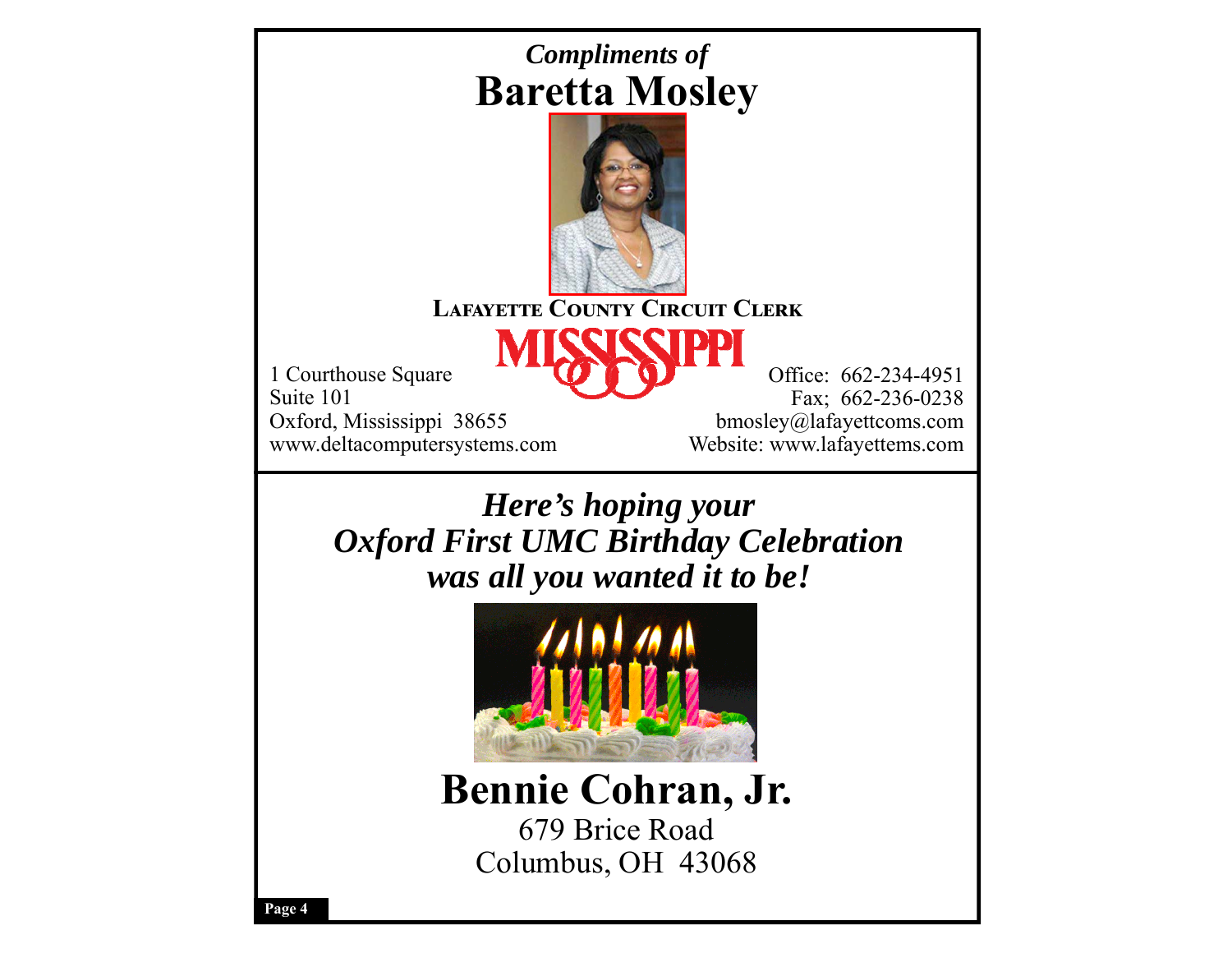*Compliments of*

# Baretta Mosley

**Lafayette County Circuit Clerk**

MISSISSIPPI

1 Courthouse Square
Suite 101
Oxford, Mississippi 38655
www.deltacomputersystems.com

Office: 662-234-4951
Fax; 662-236-0238
bmosley@lafayettcoms.com
Website: www.lafayettems.com

***Here's hoping your Oxford First UMC Birthday Celebration was all you wanted it to be!***

# Bennie Cohran, Jr.

679 Brice Road
Columbus, OH 43068